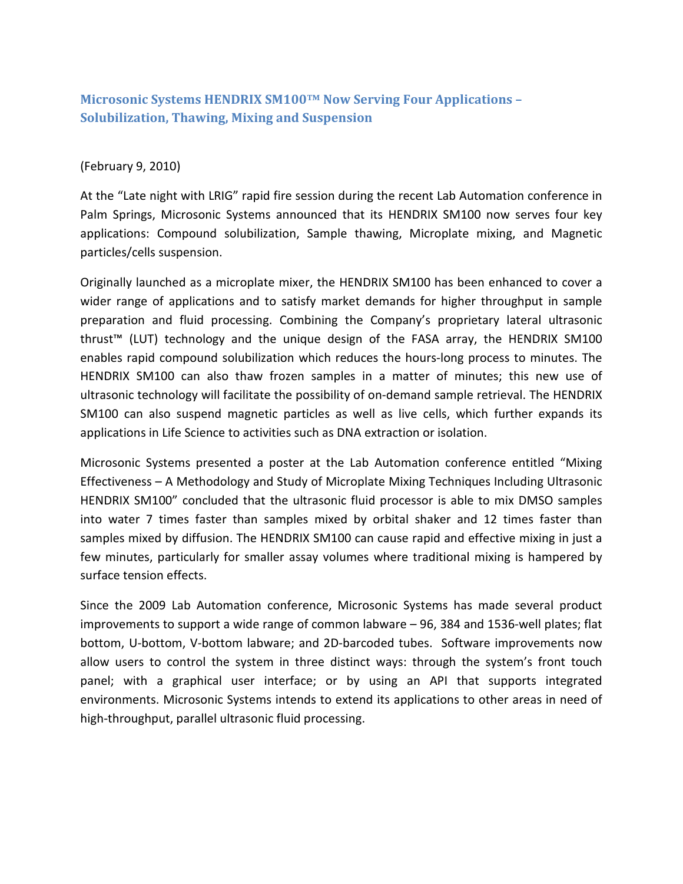# Microsonic Systems HENDRIX SM100™ Now Serving Four Applications – Solubilization, Thawing, Mixing and Suspension

(February 9, 2010)

At the "Late night with LRIG" rapid fire session during the recent Lab Automation conference in Palm Springs, Microsonic Systems announced that its HENDRIX SM100 now serves four key applications: Compound solubilization, Sample thawing, Microplate mixing, and Magnetic particles/cells suspension.

Originally launched as a microplate mixer, the HENDRIX SM100 has been enhanced to cover a wider range of applications and to satisfy market demands for higher throughput in sample preparation and fluid processing. Combining the Company's proprietary lateral ultrasonic thrust™ (LUT) technology and the unique design of the FASA array, the HENDRIX SM100 enables rapid compound solubilization which reduces the hours-long process to minutes. The HENDRIX SM100 can also thaw frozen samples in a matter of minutes; this new use of ultrasonic technology will facilitate the possibility of on-demand sample retrieval. The HENDRIX SM100 can also suspend magnetic particles as well as live cells, which further expands its applications in Life Science to activities such as DNA extraction or isolation.

Microsonic Systems presented a poster at the Lab Automation conference entitled "Mixing Effectiveness – A Methodology and Study of Microplate Mixing Techniques Including Ultrasonic HENDRIX SM100" concluded that the ultrasonic fluid processor is able to mix DMSO samples into water 7 times faster than samples mixed by orbital shaker and 12 times faster than samples mixed by diffusion. The HENDRIX SM100 can cause rapid and effective mixing in just a few minutes, particularly for smaller assay volumes where traditional mixing is hampered by surface tension effects.

Since the 2009 Lab Automation conference, Microsonic Systems has made several product improvements to support a wide range of common labware – 96, 384 and 1536-well plates; flat bottom, U-bottom, V-bottom labware; and 2D-barcoded tubes. Software improvements now allow users to control the system in three distinct ways: through the system's front touch panel; with a graphical user interface; or by using an API that supports integrated environments. Microsonic Systems intends to extend its applications to other areas in need of high-throughput, parallel ultrasonic fluid processing.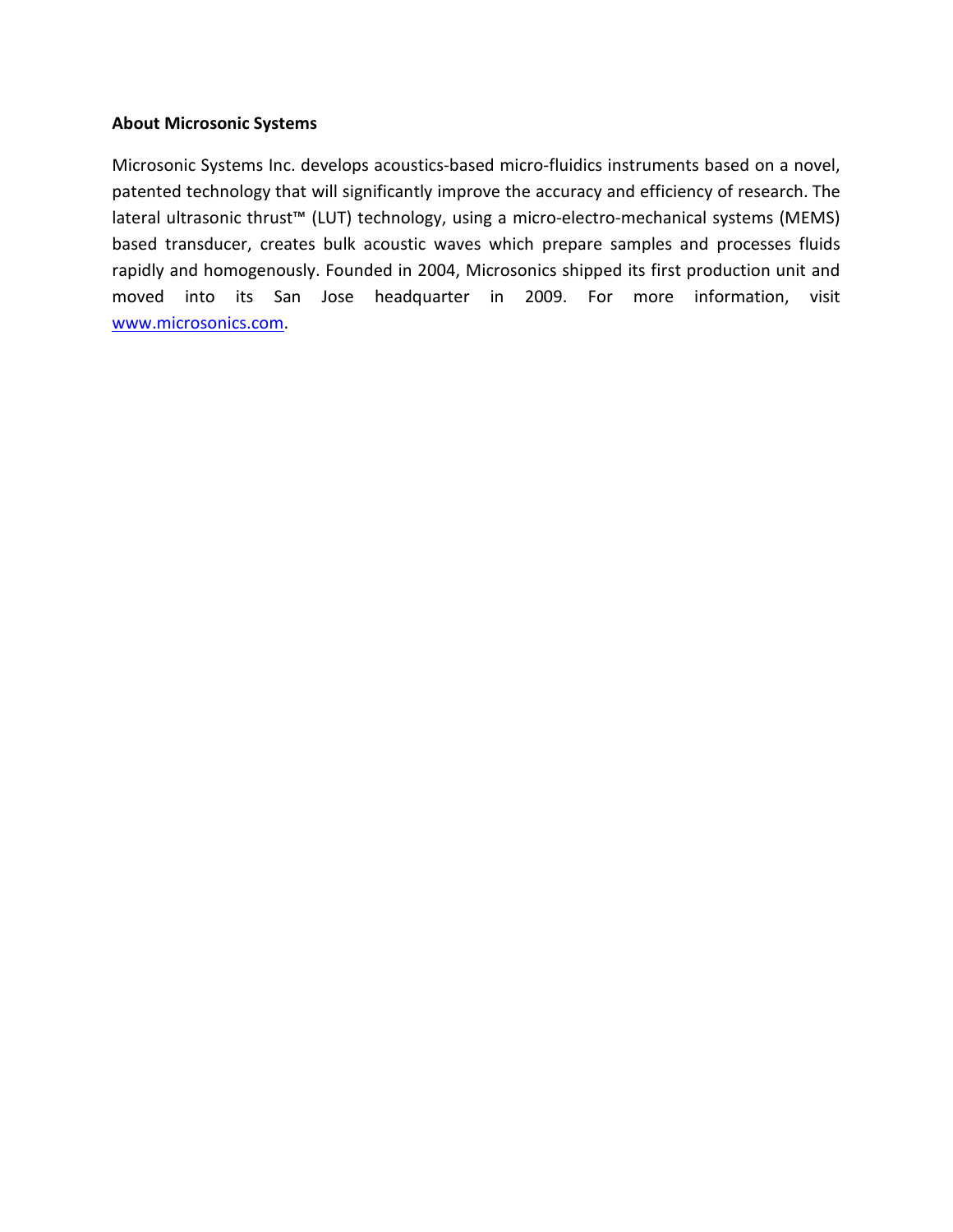**About Microsonic Systems**

Microsonic Systems Inc. develops acoustics-based micro-fluidics instruments based on a novel, patented technology that will significantly improve the accuracy and efficiency of research. The lateral ultrasonic thrust™ (LUT) technology, using a micro-electro-mechanical systems (MEMS) based transducer, creates bulk acoustic waves which prepare samples and processes fluids rapidly and homogenously. Founded in 2004, Microsonics shipped its first production unit and moved into its San Jose headquarter in 2009. For more information, visit www.microsonics.com.